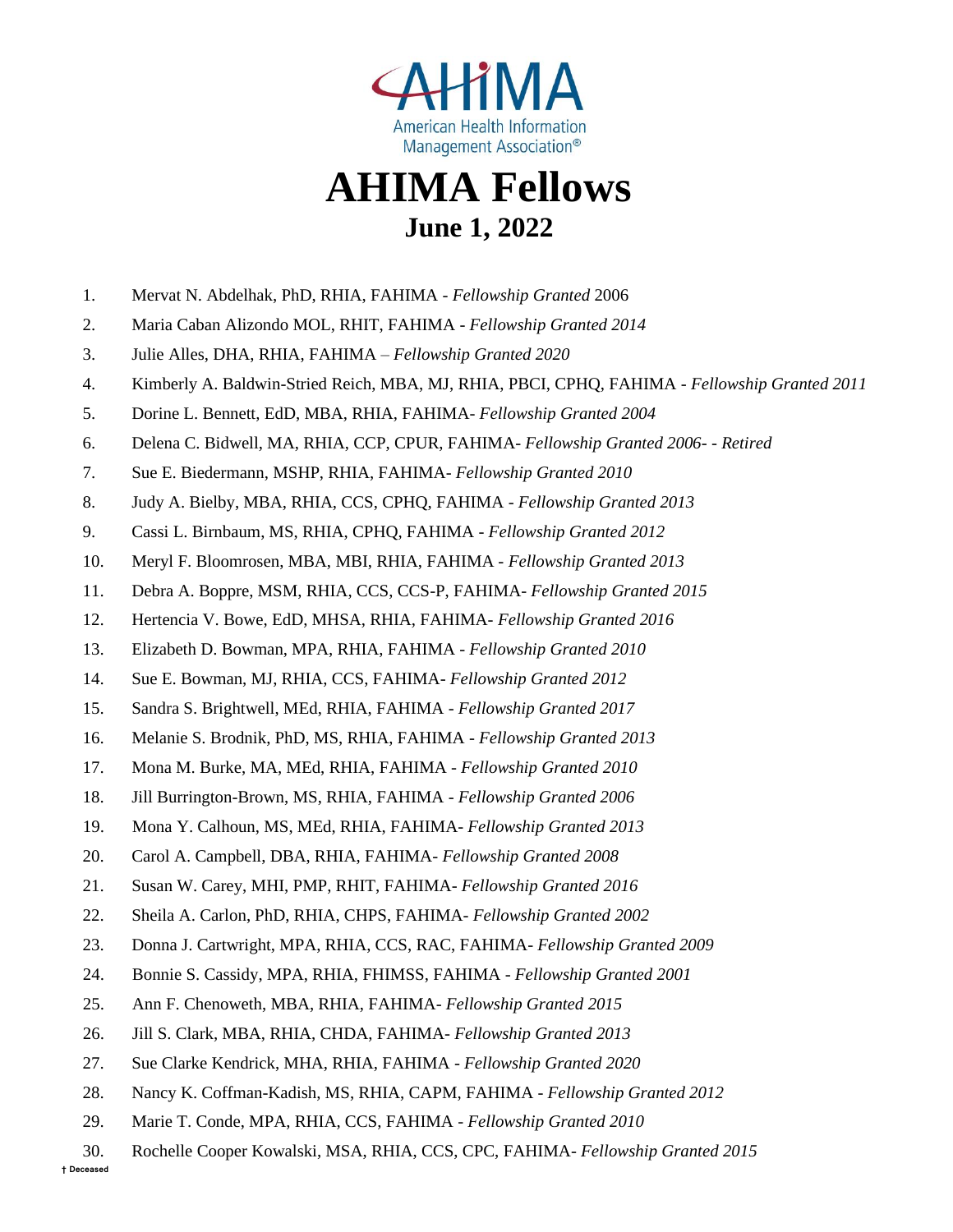# AHIMA Fellows

## June 1, 2022

1. Mervat N. Abdelhak, PhD, RHIA, FAHIMA - *Fellowship Granted* 2006
2. Maria Caban Alizondo MOL, RHIT, FAHIMA - *Fellowship Granted 2014*
3. Julie Alles, DHA, RHIA, FAHIMA – *Fellowship Granted 2020*
4. Kimberly A. Baldwin-Stried Reich, MBA, MJ, RHIA, PBCI, CPHQ, FAHIMA - *Fellowship Granted 2011*
5. Dorine L. Bennett, EdD, MBA, RHIA, FAHIMA- *Fellowship Granted 2004*
6. Delena C. Bidwell, MA, RHIA, CCP, CPUR, FAHIMA- *Fellowship Granted 2006- - Retired*
7. Sue E. Biedermann, MSHP, RHIA, FAHIMA- *Fellowship Granted 2010*
8. Judy A. Bielby, MBA, RHIA, CCS, CPHQ, FAHIMA - *Fellowship Granted 2013*
9. Cassi L. Birnbaum, MS, RHIA, CPHQ, FAHIMA - *Fellowship Granted 2012*
10. Meryl F. Bloomrosen, MBA, MBI, RHIA, FAHIMA - *Fellowship Granted 2013*
11. Debra A. Boppre, MSM, RHIA, CCS, CCS-P, FAHIMA- *Fellowship Granted 2015*
12. Hertencia V. Bowe, EdD, MHSA, RHIA, FAHIMA- *Fellowship Granted 2016*
13. Elizabeth D. Bowman, MPA, RHIA, FAHIMA - *Fellowship Granted 2010*
14. Sue E. Bowman, MJ, RHIA, CCS, FAHIMA- *Fellowship Granted 2012*
15. Sandra S. Brightwell, MEd, RHIA, FAHIMA - *Fellowship Granted 2017*
16. Melanie S. Brodnik, PhD, MS, RHIA, FAHIMA - *Fellowship Granted 2013*
17. Mona M. Burke, MA, MEd, RHIA, FAHIMA - *Fellowship Granted 2010*
18. Jill Burrington-Brown, MS, RHIA, FAHIMA - *Fellowship Granted 2006*
19. Mona Y. Calhoun, MS, MEd, RHIA, FAHIMA- *Fellowship Granted 2013*
20. Carol A. Campbell, DBA, RHIA, FAHIMA- *Fellowship Granted 2008*
21. Susan W. Carey, MHI, PMP, RHIT, FAHIMA- *Fellowship Granted 2016*
22. Sheila A. Carlon, PhD, RHIA, CHPS, FAHIMA- *Fellowship Granted 2002*
23. Donna J. Cartwright, MPA, RHIA, CCS, RAC, FAHIMA- *Fellowship Granted 2009*
24. Bonnie S. Cassidy, MPA, RHIA, FHIMSS, FAHIMA - *Fellowship Granted 2001*
25. Ann F. Chenoweth, MBA, RHIA, FAHIMA- *Fellowship Granted 2015*
26. Jill S. Clark, MBA, RHIA, CHDA, FAHIMA- *Fellowship Granted 2013*
27. Sue Clarke Kendrick, MHA, RHIA, FAHIMA - *Fellowship Granted 2020*
28. Nancy K. Coffman-Kadish, MS, RHIA, CAPM, FAHIMA - *Fellowship Granted 2012*
29. Marie T. Conde, MPA, RHIA, CCS, FAHIMA - *Fellowship Granted 2010*
30. Rochelle Cooper Kowalski, MSA, RHIA, CCS, CPC, FAHIMA- *Fellowship Granted 2015*

† Deceased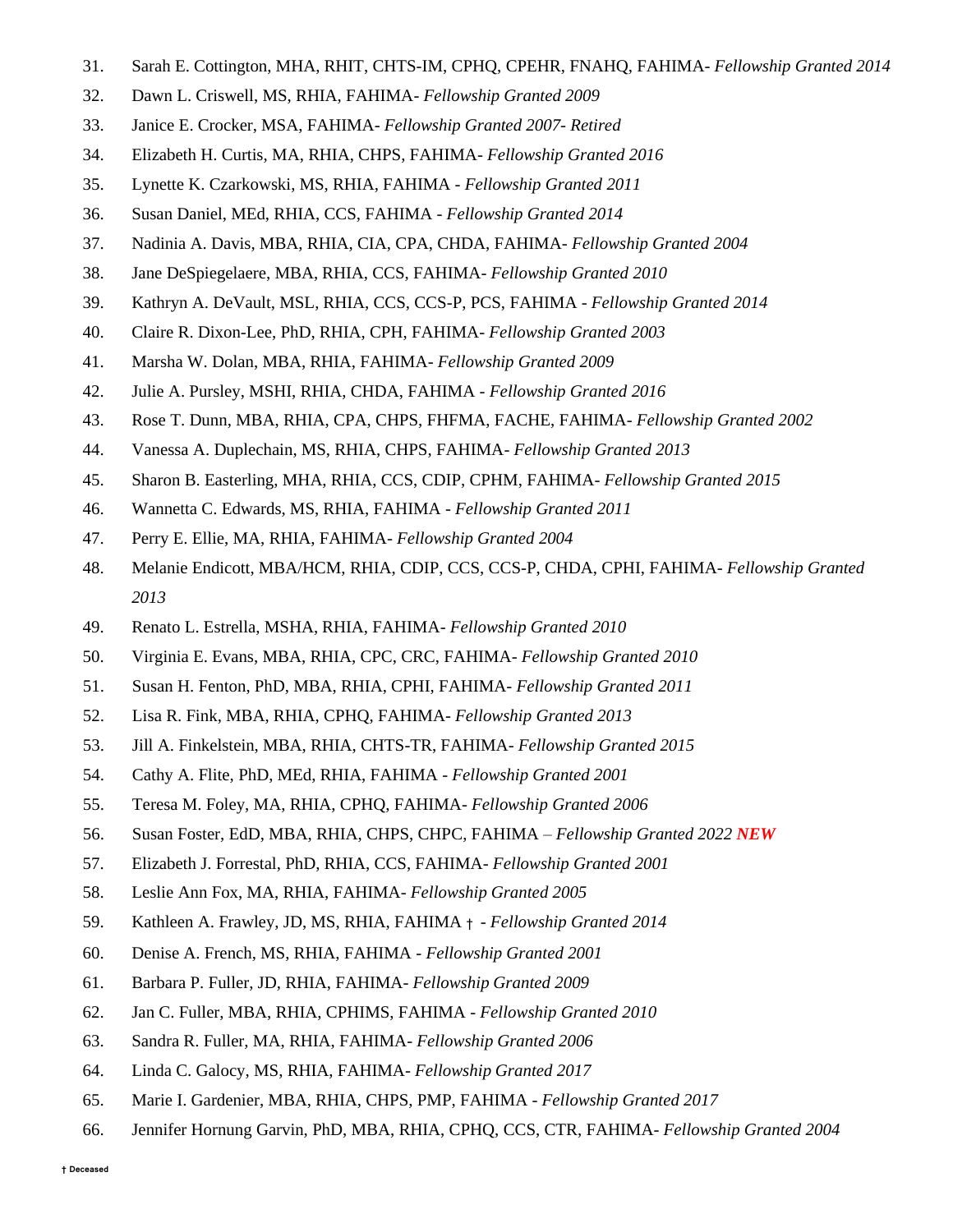31. Sarah E. Cottington, MHA, RHIT, CHTS-IM, CPHQ, CPEHR, FNAHQ, FAHIMA- *Fellowship Granted 2014*
32. Dawn L. Criswell, MS, RHIA, FAHIMA- *Fellowship Granted 2009*
33. Janice E. Crocker, MSA, FAHIMA- *Fellowship Granted 2007- Retired*
34. Elizabeth H. Curtis, MA, RHIA, CHPS, FAHIMA- *Fellowship Granted 2016*
35. Lynette K. Czarkowski, MS, RHIA, FAHIMA - *Fellowship Granted 2011*
36. Susan Daniel, MEd, RHIA, CCS, FAHIMA - *Fellowship Granted 2014*
37. Nadinia A. Davis, MBA, RHIA, CIA, CPA, CHDA, FAHIMA- *Fellowship Granted 2004*
38. Jane DeSpiegelaere, MBA, RHIA, CCS, FAHIMA- *Fellowship Granted 2010*
39. Kathryn A. DeVault, MSL, RHIA, CCS, CCS-P, PCS, FAHIMA - *Fellowship Granted 2014*
40. Claire R. Dixon-Lee, PhD, RHIA, CPH, FAHIMA- *Fellowship Granted 2003*
41. Marsha W. Dolan, MBA, RHIA, FAHIMA- *Fellowship Granted 2009*
42. Julie A. Pursley, MSHI, RHIA, CHDA, FAHIMA - *Fellowship Granted 2016*
43. Rose T. Dunn, MBA, RHIA, CPA, CHPS, FHFMA, FACHE, FAHIMA- *Fellowship Granted 2002*
44. Vanessa A. Duplechain, MS, RHIA, CHPS, FAHIMA- *Fellowship Granted 2013*
45. Sharon B. Easterling, MHA, RHIA, CCS, CDIP, CPHM, FAHIMA- *Fellowship Granted 2015*
46. Wannetta C. Edwards, MS, RHIA, FAHIMA - *Fellowship Granted 2011*
47. Perry E. Ellie, MA, RHIA, FAHIMA- *Fellowship Granted 2004*
48. Melanie Endicott, MBA/HCM, RHIA, CDIP, CCS, CCS-P, CHDA, CPHI, FAHIMA- *Fellowship Granted 2013*
49. Renato L. Estrella, MSHA, RHIA, FAHIMA- *Fellowship Granted 2010*
50. Virginia E. Evans, MBA, RHIA, CPC, CRC, FAHIMA- *Fellowship Granted 2010*
51. Susan H. Fenton, PhD, MBA, RHIA, CPHI, FAHIMA- *Fellowship Granted 2011*
52. Lisa R. Fink, MBA, RHIA, CPHQ, FAHIMA- *Fellowship Granted 2013*
53. Jill A. Finkelstein, MBA, RHIA, CHTS-TR, FAHIMA- *Fellowship Granted 2015*
54. Cathy A. Flite, PhD, MEd, RHIA, FAHIMA - *Fellowship Granted 2001*
55. Teresa M. Foley, MA, RHIA, CPHQ, FAHIMA- *Fellowship Granted 2006*
56. Susan Foster, EdD, MBA, RHIA, CHPS, CHPC, FAHIMA – *Fellowship Granted 2022* ***NEW***
57. Elizabeth J. Forrestal, PhD, RHIA, CCS, FAHIMA- *Fellowship Granted 2001*
58. Leslie Ann Fox, MA, RHIA, FAHIMA- *Fellowship Granted 2005*
59. Kathleen A. Frawley, JD, MS, RHIA, FAHIMA † - *Fellowship Granted 2014*
60. Denise A. French, MS, RHIA, FAHIMA - *Fellowship Granted 2001*
61. Barbara P. Fuller, JD, RHIA, FAHIMA- *Fellowship Granted 2009*
62. Jan C. Fuller, MBA, RHIA, CPHIMS, FAHIMA - *Fellowship Granted 2010*
63. Sandra R. Fuller, MA, RHIA, FAHIMA- *Fellowship Granted 2006*
64. Linda C. Galocy, MS, RHIA, FAHIMA- *Fellowship Granted 2017*
65. Marie I. Gardenier, MBA, RHIA, CHPS, PMP, FAHIMA - *Fellowship Granted 2017*
66. Jennifer Hornung Garvin, PhD, MBA, RHIA, CPHQ, CCS, CTR, FAHIMA- *Fellowship Granted 2004*

**† Deceased**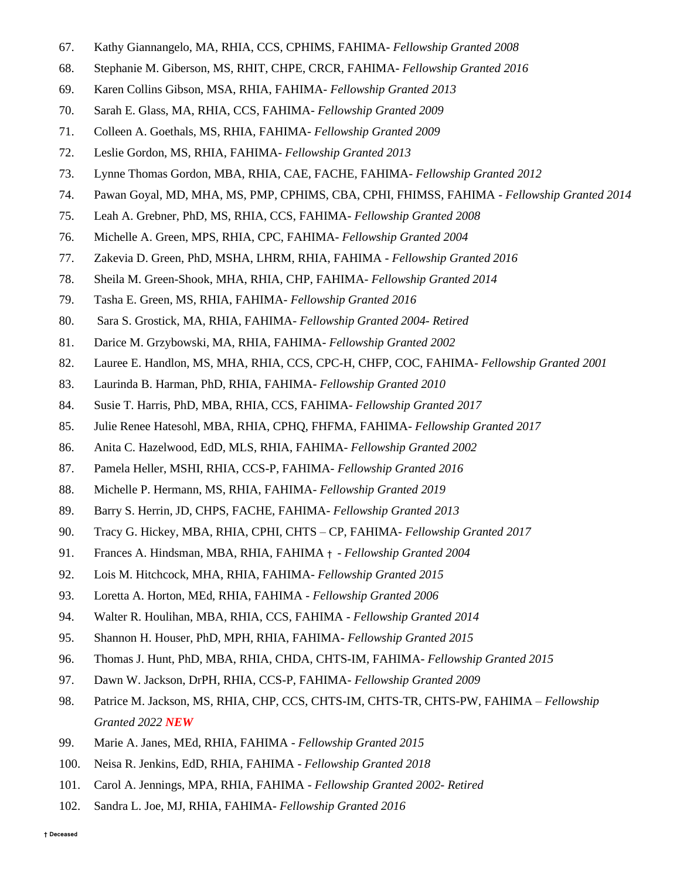67. Kathy Giannangelo, MA, RHIA, CCS, CPHIMS, FAHIMA- *Fellowship Granted 2008*
68. Stephanie M. Giberson, MS, RHIT, CHPE, CRCR, FAHIMA- *Fellowship Granted 2016*
69. Karen Collins Gibson, MSA, RHIA, FAHIMA- *Fellowship Granted 2013*
70. Sarah E. Glass, MA, RHIA, CCS, FAHIMA- *Fellowship Granted 2009*
71. Colleen A. Goethals, MS, RHIA, FAHIMA- *Fellowship Granted 2009*
72. Leslie Gordon, MS, RHIA, FAHIMA- *Fellowship Granted 2013*
73. Lynne Thomas Gordon, MBA, RHIA, CAE, FACHE, FAHIMA- *Fellowship Granted 2012*
74. Pawan Goyal, MD, MHA, MS, PMP, CPHIMS, CBA, CPHI, FHIMSS, FAHIMA - *Fellowship Granted 2014*
75. Leah A. Grebner, PhD, MS, RHIA, CCS, FAHIMA- *Fellowship Granted 2008*
76. Michelle A. Green, MPS, RHIA, CPC, FAHIMA- *Fellowship Granted 2004*
77. Zakevia D. Green, PhD, MSHA, LHRM, RHIA, FAHIMA - *Fellowship Granted 2016*
78. Sheila M. Green-Shook, MHA, RHIA, CHP, FAHIMA- *Fellowship Granted 2014*
79. Tasha E. Green, MS, RHIA, FAHIMA- *Fellowship Granted 2016*
80. Sara S. Grostick, MA, RHIA, FAHIMA- *Fellowship Granted 2004- Retired*
81. Darice M. Grzybowski, MA, RHIA, FAHIMA- *Fellowship Granted 2002*
82. Lauree E. Handlon, MS, MHA, RHIA, CCS, CPC-H, CHFP, COC, FAHIMA- *Fellowship Granted 2001*
83. Laurinda B. Harman, PhD, RHIA, FAHIMA- *Fellowship Granted 2010*
84. Susie T. Harris, PhD, MBA, RHIA, CCS, FAHIMA- *Fellowship Granted 2017*
85. Julie Renee Hatesohl, MBA, RHIA, CPHQ, FHFMA, FAHIMA- *Fellowship Granted 2017*
86. Anita C. Hazelwood, EdD, MLS, RHIA, FAHIMA- *Fellowship Granted 2002*
87. Pamela Heller, MSHI, RHIA, CCS-P, FAHIMA- *Fellowship Granted 2016*
88. Michelle P. Hermann, MS, RHIA, FAHIMA- *Fellowship Granted 2019*
89. Barry S. Herrin, JD, CHPS, FACHE, FAHIMA- *Fellowship Granted 2013*
90. Tracy G. Hickey, MBA, RHIA, CPHI, CHTS – CP, FAHIMA- *Fellowship Granted 2017*
91. Frances A. Hindsman, MBA, RHIA, FAHIMA † - *Fellowship Granted 2004*
92. Lois M. Hitchcock, MHA, RHIA, FAHIMA- *Fellowship Granted 2015*
93. Loretta A. Horton, MEd, RHIA, FAHIMA - *Fellowship Granted 2006*
94. Walter R. Houlihan, MBA, RHIA, CCS, FAHIMA - *Fellowship Granted 2014*
95. Shannon H. Houser, PhD, MPH, RHIA, FAHIMA- *Fellowship Granted 2015*
96. Thomas J. Hunt, PhD, MBA, RHIA, CHDA, CHTS-IM, FAHIMA- *Fellowship Granted 2015*
97. Dawn W. Jackson, DrPH, RHIA, CCS-P, FAHIMA- *Fellowship Granted 2009*
98. Patrice M. Jackson, MS, RHIA, CHP, CCS, CHTS-IM, CHTS-TR, CHTS-PW, FAHIMA – *Fellowship Granted 2022* ***NEW***
99. Marie A. Janes, MEd, RHIA, FAHIMA - *Fellowship Granted 2015*
100. Neisa R. Jenkins, EdD, RHIA, FAHIMA - *Fellowship Granted 2018*
101. Carol A. Jennings, MPA, RHIA, FAHIMA - *Fellowship Granted 2002- Retired*
102. Sandra L. Joe, MJ, RHIA, FAHIMA- *Fellowship Granted 2016*

**† Deceased**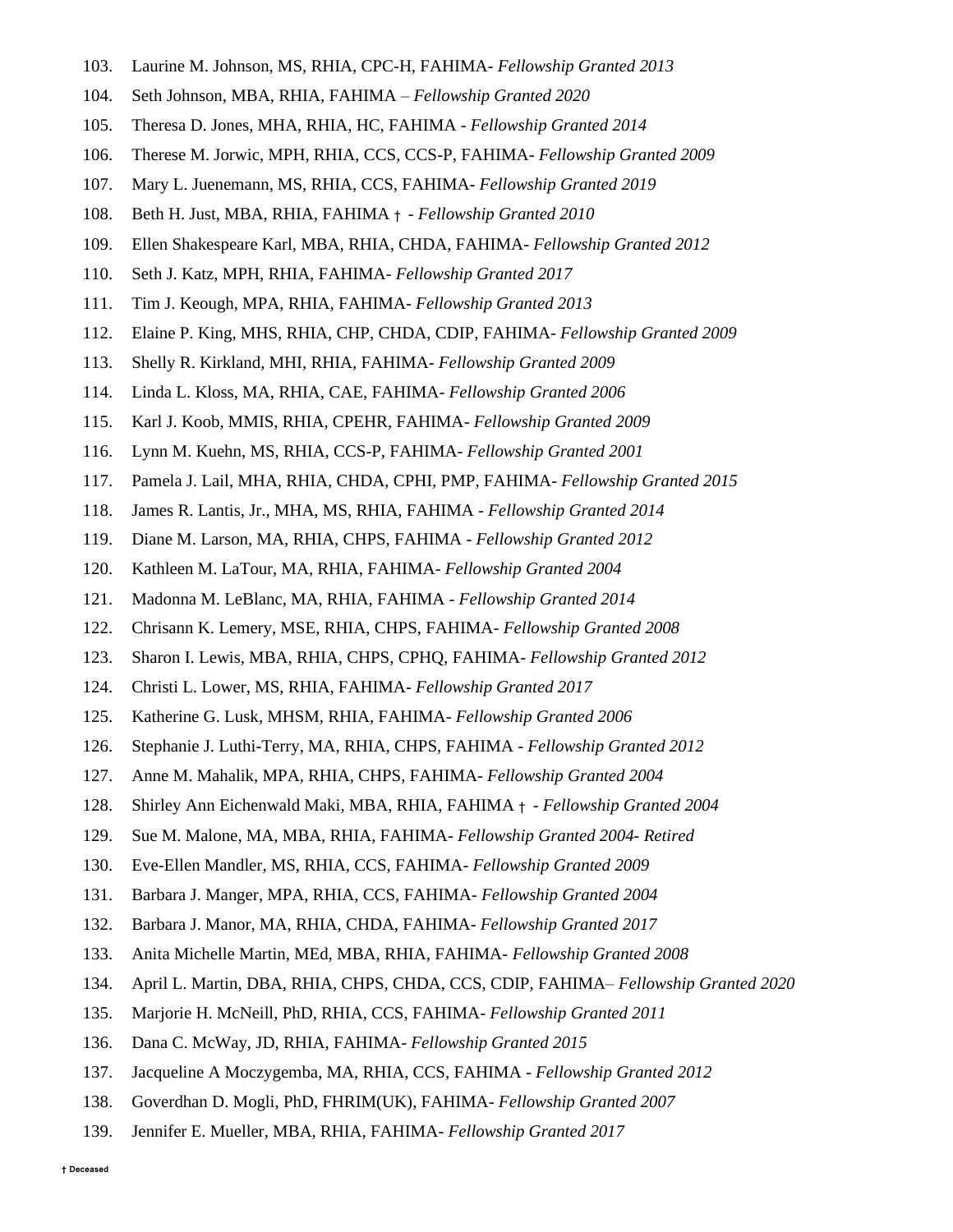103. Laurine M. Johnson, MS, RHIA, CPC-H, FAHIMA- *Fellowship Granted 2013*
104. Seth Johnson, MBA, RHIA, FAHIMA – *Fellowship Granted 2020*
105. Theresa D. Jones, MHA, RHIA, HC, FAHIMA - *Fellowship Granted 2014*
106. Therese M. Jorwic, MPH, RHIA, CCS, CCS-P, FAHIMA- *Fellowship Granted 2009*
107. Mary L. Juenemann, MS, RHIA, CCS, FAHIMA- *Fellowship Granted 2019*
108. Beth H. Just, MBA, RHIA, FAHIMA † - *Fellowship Granted 2010*
109. Ellen Shakespeare Karl, MBA, RHIA, CHDA, FAHIMA- *Fellowship Granted 2012*
110. Seth J. Katz, MPH, RHIA, FAHIMA- *Fellowship Granted 2017*
111. Tim J. Keough, MPA, RHIA, FAHIMA- *Fellowship Granted 2013*
112. Elaine P. King, MHS, RHIA, CHP, CHDA, CDIP, FAHIMA- *Fellowship Granted 2009*
113. Shelly R. Kirkland, MHI, RHIA, FAHIMA- *Fellowship Granted 2009*
114. Linda L. Kloss, MA, RHIA, CAE, FAHIMA- *Fellowship Granted 2006*
115. Karl J. Koob, MMIS, RHIA, CPEHR, FAHIMA- *Fellowship Granted 2009*
116. Lynn M. Kuehn, MS, RHIA, CCS-P, FAHIMA- *Fellowship Granted 2001*
117. Pamela J. Lail, MHA, RHIA, CHDA, CPHI, PMP, FAHIMA- *Fellowship Granted 2015*
118. James R. Lantis, Jr., MHA, MS, RHIA, FAHIMA - *Fellowship Granted 2014*
119. Diane M. Larson, MA, RHIA, CHPS, FAHIMA - *Fellowship Granted 2012*
120. Kathleen M. LaTour, MA, RHIA, FAHIMA- *Fellowship Granted 2004*
121. Madonna M. LeBlanc, MA, RHIA, FAHIMA - *Fellowship Granted 2014*
122. Chrisann K. Lemery, MSE, RHIA, CHPS, FAHIMA- *Fellowship Granted 2008*
123. Sharon I. Lewis, MBA, RHIA, CHPS, CPHQ, FAHIMA- *Fellowship Granted 2012*
124. Christi L. Lower, MS, RHIA, FAHIMA- *Fellowship Granted 2017*
125. Katherine G. Lusk, MHSM, RHIA, FAHIMA- *Fellowship Granted 2006*
126. Stephanie J. Luthi-Terry, MA, RHIA, CHPS, FAHIMA - *Fellowship Granted 2012*
127. Anne M. Mahalik, MPA, RHIA, CHPS, FAHIMA- *Fellowship Granted 2004*
128. Shirley Ann Eichenwald Maki, MBA, RHIA, FAHIMA † - *Fellowship Granted 2004*
129. Sue M. Malone, MA, MBA, RHIA, FAHIMA- *Fellowship Granted 2004- Retired*
130. Eve-Ellen Mandler, MS, RHIA, CCS, FAHIMA- *Fellowship Granted 2009*
131. Barbara J. Manger, MPA, RHIA, CCS, FAHIMA- *Fellowship Granted 2004*
132. Barbara J. Manor, MA, RHIA, CHDA, FAHIMA- *Fellowship Granted 2017*
133. Anita Michelle Martin, MEd, MBA, RHIA, FAHIMA- *Fellowship Granted 2008*
134. April L. Martin, DBA, RHIA, CHPS, CHDA, CCS, CDIP, FAHIMA– *Fellowship Granted 2020*
135. Marjorie H. McNeill, PhD, RHIA, CCS, FAHIMA- *Fellowship Granted 2011*
136. Dana C. McWay, JD, RHIA, FAHIMA- *Fellowship Granted 2015*
137. Jacqueline A Moczygemba, MA, RHIA, CCS, FAHIMA - *Fellowship Granted 2012*
138. Goverdhan D. Mogli, PhD, FHRIM(UK), FAHIMA- *Fellowship Granted 2007*
139. Jennifer E. Mueller, MBA, RHIA, FAHIMA- *Fellowship Granted 2017*

**† Deceased**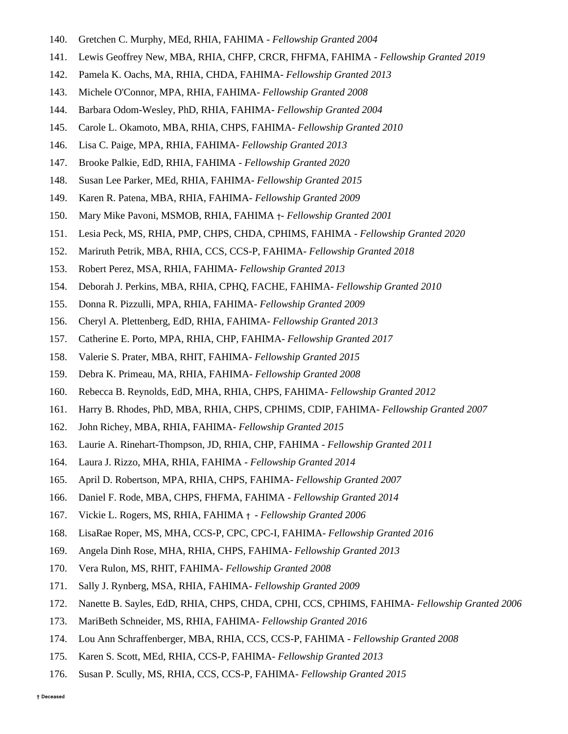140. Gretchen C. Murphy, MEd, RHIA, FAHIMA - *Fellowship Granted 2004*
141. Lewis Geoffrey New, MBA, RHIA, CHFP, CRCR, FHFMA, FAHIMA - *Fellowship Granted 2019*
142. Pamela K. Oachs, MA, RHIA, CHDA, FAHIMA- *Fellowship Granted 2013*
143. Michele O'Connor, MPA, RHIA, FAHIMA- *Fellowship Granted 2008*
144. Barbara Odom-Wesley, PhD, RHIA, FAHIMA- *Fellowship Granted 2004*
145. Carole L. Okamoto, MBA, RHIA, CHPS, FAHIMA- *Fellowship Granted 2010*
146. Lisa C. Paige, MPA, RHIA, FAHIMA- *Fellowship Granted 2013*
147. Brooke Palkie, EdD, RHIA, FAHIMA - *Fellowship Granted 2020*
148. Susan Lee Parker, MEd, RHIA, FAHIMA- *Fellowship Granted 2015*
149. Karen R. Patena, MBA, RHIA, FAHIMA- *Fellowship Granted 2009*
150. Mary Mike Pavoni, MSMOB, RHIA, FAHIMA †- *Fellowship Granted 2001*
151. Lesia Peck, MS, RHIA, PMP, CHPS, CHDA, CPHIMS, FAHIMA - *Fellowship Granted 2020*
152. Mariruth Petrik, MBA, RHIA, CCS, CCS-P, FAHIMA- *Fellowship Granted 2018*
153. Robert Perez, MSA, RHIA, FAHIMA- *Fellowship Granted 2013*
154. Deborah J. Perkins, MBA, RHIA, CPHQ, FACHE, FAHIMA- *Fellowship Granted 2010*
155. Donna R. Pizzulli, MPA, RHIA, FAHIMA- *Fellowship Granted 2009*
156. Cheryl A. Plettenberg, EdD, RHIA, FAHIMA- *Fellowship Granted 2013*
157. Catherine E. Porto, MPA, RHIA, CHP, FAHIMA- *Fellowship Granted 2017*
158. Valerie S. Prater, MBA, RHIT, FAHIMA- *Fellowship Granted 2015*
159. Debra K. Primeau, MA, RHIA, FAHIMA- *Fellowship Granted 2008*
160. Rebecca B. Reynolds, EdD, MHA, RHIA, CHPS, FAHIMA- *Fellowship Granted 2012*
161. Harry B. Rhodes, PhD, MBA, RHIA, CHPS, CPHIMS, CDIP, FAHIMA- *Fellowship Granted 2007*
162. John Richey, MBA, RHIA, FAHIMA- *Fellowship Granted 2015*
163. Laurie A. Rinehart-Thompson, JD, RHIA, CHP, FAHIMA - *Fellowship Granted 2011*
164. Laura J. Rizzo, MHA, RHIA, FAHIMA - *Fellowship Granted 2014*
165. April D. Robertson, MPA, RHIA, CHPS, FAHIMA- *Fellowship Granted 2007*
166. Daniel F. Rode, MBA, CHPS, FHFMA, FAHIMA - *Fellowship Granted 2014*
167. Vickie L. Rogers, MS, RHIA, FAHIMA † - *Fellowship Granted 2006*
168. LisaRae Roper, MS, MHA, CCS-P, CPC, CPC-I, FAHIMA- *Fellowship Granted 2016*
169. Angela Dinh Rose, MHA, RHIA, CHPS, FAHIMA- *Fellowship Granted 2013*
170. Vera Rulon, MS, RHIT, FAHIMA- *Fellowship Granted 2008*
171. Sally J. Rynberg, MSA, RHIA, FAHIMA- *Fellowship Granted 2009*
172. Nanette B. Sayles, EdD, RHIA, CHPS, CHDA, CPHI, CCS, CPHIMS, FAHIMA- *Fellowship Granted 2006*
173. MariBeth Schneider, MS, RHIA, FAHIMA- *Fellowship Granted 2016*
174. Lou Ann Schraffenberger, MBA, RHIA, CCS, CCS-P, FAHIMA - *Fellowship Granted 2008*
175. Karen S. Scott, MEd, RHIA, CCS-P, FAHIMA- *Fellowship Granted 2013*
176. Susan P. Scully, MS, RHIA, CCS, CCS-P, FAHIMA- *Fellowship Granted 2015*

**† Deceased**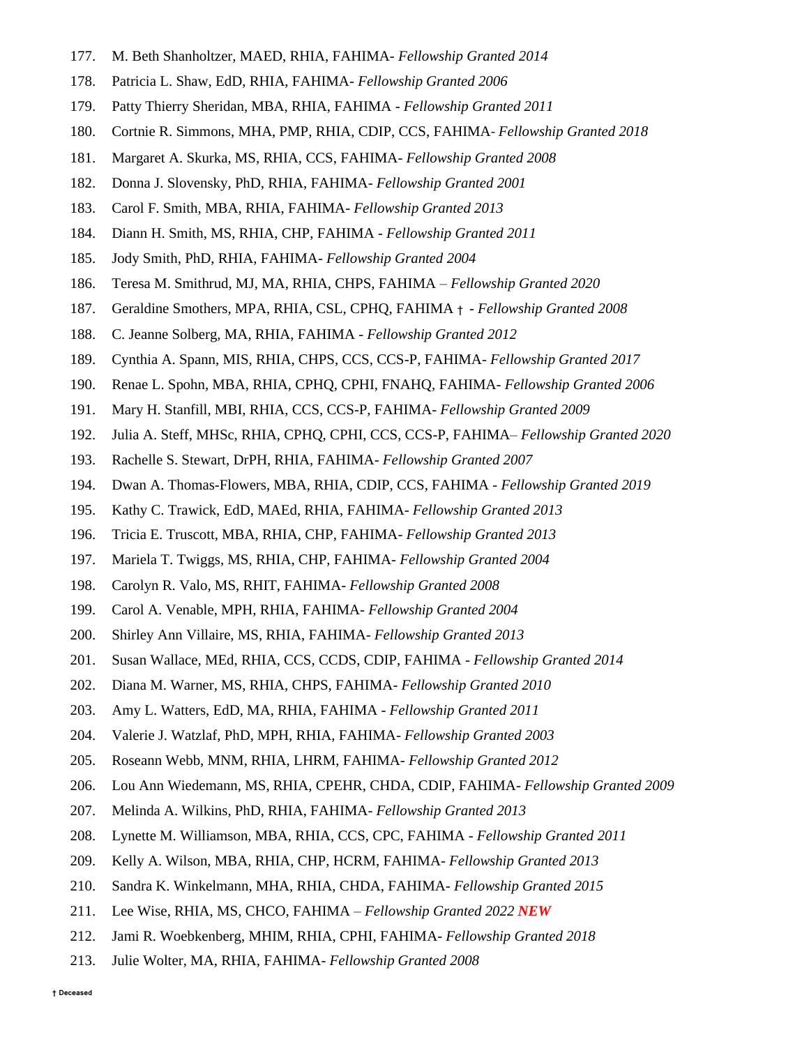177. M. Beth Shanholtzer, MAED, RHIA, FAHIMA- *Fellowship Granted 2014*
178. Patricia L. Shaw, EdD, RHIA, FAHIMA- *Fellowship Granted 2006*
179. Patty Thierry Sheridan, MBA, RHIA, FAHIMA - *Fellowship Granted 2011*
180. Cortnie R. Simmons, MHA, PMP, RHIA, CDIP, CCS, FAHIMA- *Fellowship Granted 2018*
181. Margaret A. Skurka, MS, RHIA, CCS, FAHIMA- *Fellowship Granted 2008*
182. Donna J. Slovensky, PhD, RHIA, FAHIMA- *Fellowship Granted 2001*
183. Carol F. Smith, MBA, RHIA, FAHIMA- *Fellowship Granted 2013*
184. Diann H. Smith, MS, RHIA, CHP, FAHIMA - *Fellowship Granted 2011*
185. Jody Smith, PhD, RHIA, FAHIMA- *Fellowship Granted 2004*
186. Teresa M. Smithrud, MJ, MA, RHIA, CHPS, FAHIMA – *Fellowship Granted 2020*
187. Geraldine Smothers, MPA, RHIA, CSL, CPHQ, FAHIMA † - *Fellowship Granted 2008*
188. C. Jeanne Solberg, MA, RHIA, FAHIMA - *Fellowship Granted 2012*
189. Cynthia A. Spann, MIS, RHIA, CHPS, CCS, CCS-P, FAHIMA- *Fellowship Granted 2017*
190. Renae L. Spohn, MBA, RHIA, CPHQ, CPHI, FNAHQ, FAHIMA- *Fellowship Granted 2006*
191. Mary H. Stanfill, MBI, RHIA, CCS, CCS-P, FAHIMA- *Fellowship Granted 2009*
192. Julia A. Steff, MHSc, RHIA, CPHQ, CPHI, CCS, CCS-P, FAHIMA– *Fellowship Granted 2020*
193. Rachelle S. Stewart, DrPH, RHIA, FAHIMA- *Fellowship Granted 2007*
194. Dwan A. Thomas-Flowers, MBA, RHIA, CDIP, CCS, FAHIMA - *Fellowship Granted 2019*
195. Kathy C. Trawick, EdD, MAEd, RHIA, FAHIMA- *Fellowship Granted 2013*
196. Tricia E. Truscott, MBA, RHIA, CHP, FAHIMA- *Fellowship Granted 2013*
197. Mariela T. Twiggs, MS, RHIA, CHP, FAHIMA- *Fellowship Granted 2004*
198. Carolyn R. Valo, MS, RHIT, FAHIMA- *Fellowship Granted 2008*
199. Carol A. Venable, MPH, RHIA, FAHIMA- *Fellowship Granted 2004*
200. Shirley Ann Villaire, MS, RHIA, FAHIMA- *Fellowship Granted 2013*
201. Susan Wallace, MEd, RHIA, CCS, CCDS, CDIP, FAHIMA - *Fellowship Granted 2014*
202. Diana M. Warner, MS, RHIA, CHPS, FAHIMA- *Fellowship Granted 2010*
203. Amy L. Watters, EdD, MA, RHIA, FAHIMA - *Fellowship Granted 2011*
204. Valerie J. Watzlaf, PhD, MPH, RHIA, FAHIMA- *Fellowship Granted 2003*
205. Roseann Webb, MNM, RHIA, LHRM, FAHIMA- *Fellowship Granted 2012*
206. Lou Ann Wiedemann, MS, RHIA, CPEHR, CHDA, CDIP, FAHIMA- *Fellowship Granted 2009*
207. Melinda A. Wilkins, PhD, RHIA, FAHIMA- *Fellowship Granted 2013*
208. Lynette M. Williamson, MBA, RHIA, CCS, CPC, FAHIMA - *Fellowship Granted 2011*
209. Kelly A. Wilson, MBA, RHIA, CHP, HCRM, FAHIMA- *Fellowship Granted 2013*
210. Sandra K. Winkelmann, MHA, RHIA, CHDA, FAHIMA- *Fellowship Granted 2015*
211. Lee Wise, RHIA, MS, CHCO, FAHIMA – *Fellowship Granted 2022* ***NEW***
212. Jami R. Woebkenberg, MHIM, RHIA, CPHI, FAHIMA- *Fellowship Granted 2018*
213. Julie Wolter, MA, RHIA, FAHIMA- *Fellowship Granted 2008*

**† Deceased**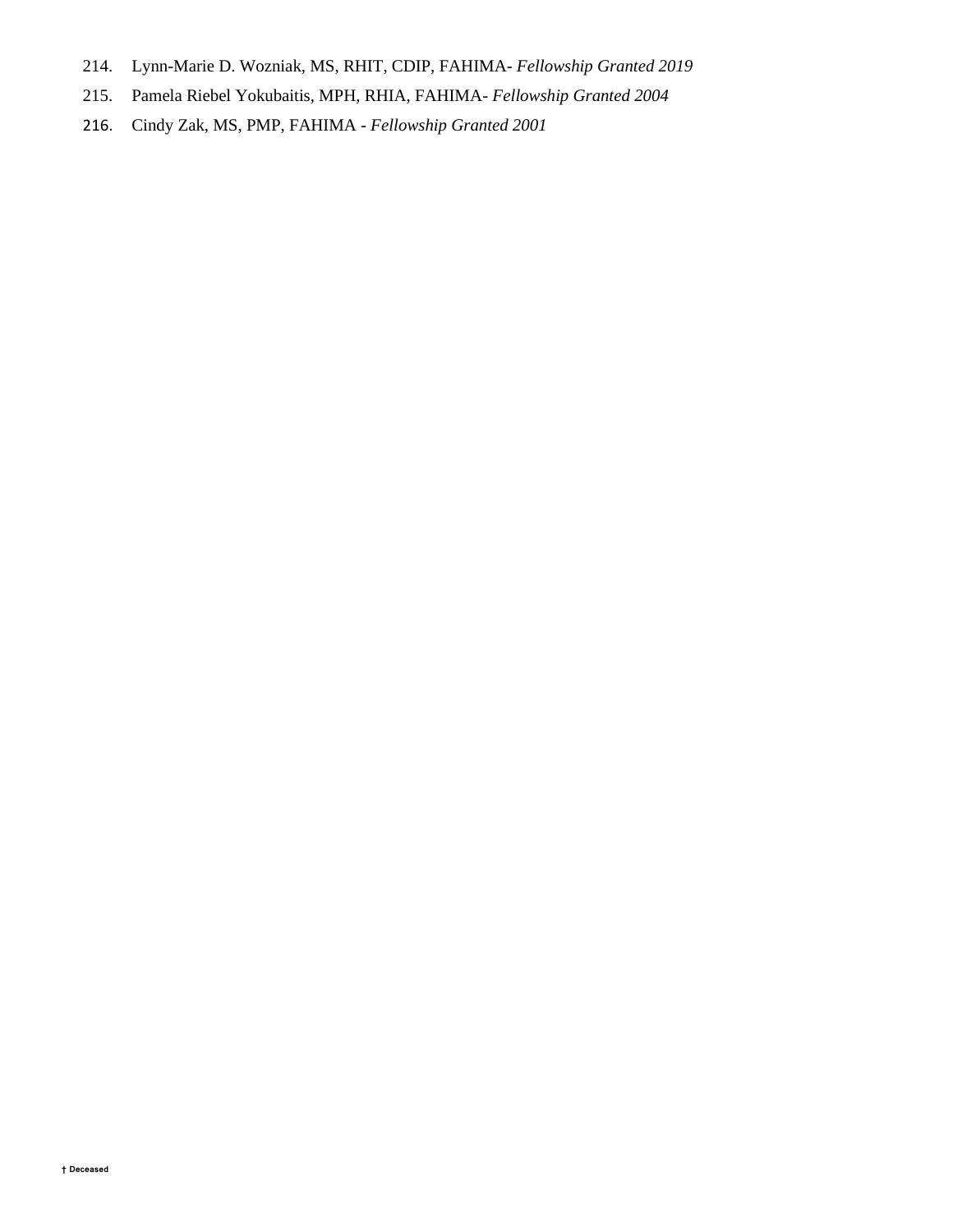214. Lynn-Marie D. Wozniak, MS, RHIT, CDIP, FAHIMA- *Fellowship Granted 2019*
215. Pamela Riebel Yokubaitis, MPH, RHIA, FAHIMA- *Fellowship Granted 2004*
216. Cindy Zak, MS, PMP, FAHIMA - *Fellowship Granted 2001*

**† Deceased**